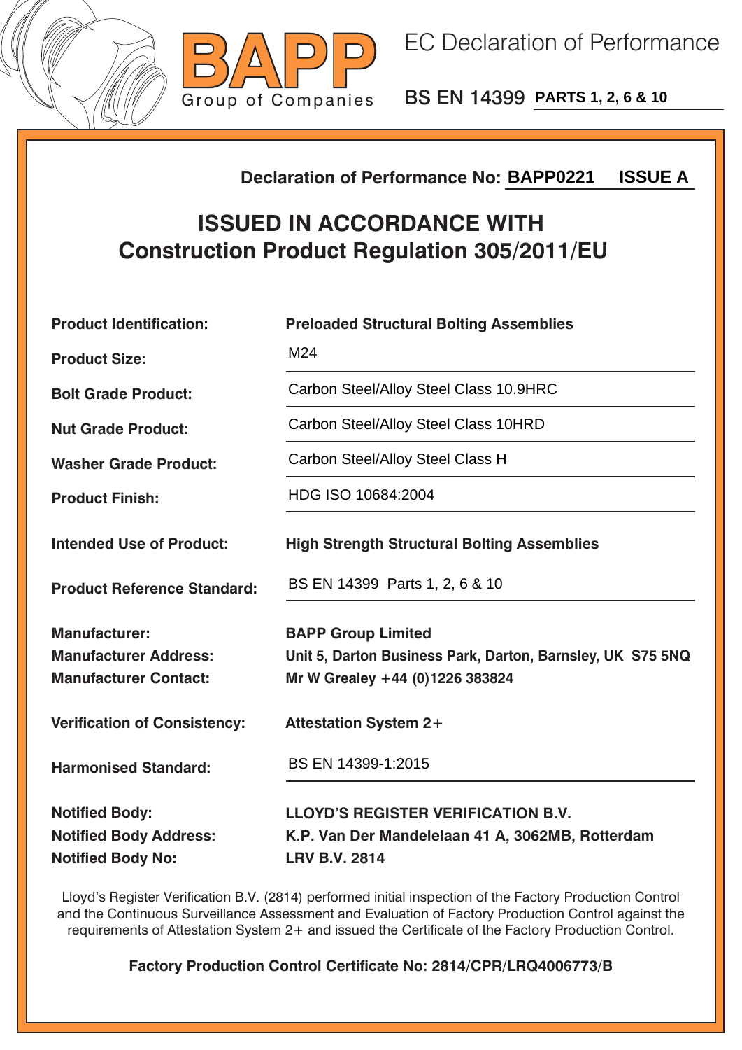BAPP

Group of Companies

# EC Declaration of Performance

## BS EN 14399 PARTS 1, 2, 6 & 10

**Declaration of Performance No: BAPP0221 ISSUE A**

## ISSUED IN ACCORDANCE WITH
## Construction Product Regulation 305/2011/EU

| | |
|---|---|
| **Product Identification:** | **Preloaded Structural Bolting Assemblies** |
| **Product Size:** | M24 |
| **Bolt Grade Product:** | Carbon Steel/Alloy Steel Class 10.9HRC |
| **Nut Grade Product:** | Carbon Steel/Alloy Steel Class 10HRD |
| **Washer Grade Product:** | Carbon Steel/Alloy Steel Class H |
| **Product Finish:** | HDG ISO 10684:2004 |
| **Intended Use of Product:** | **High Strength Structural Bolting Assemblies** |
| **Product Reference Standard:** | BS EN 14399 Parts 1, 2, 6 & 10 |
| **Manufacturer:** | **BAPP Group Limited** |
| **Manufacturer Address:** | **Unit 5, Darton Business Park, Darton, Barnsley, UK S75 5NQ** |
| **Manufacturer Contact:** | **Mr W Grealey +44 (0)1226 383824** |
| **Verification of Consistency:** | **Attestation System 2+** |
| **Harmonised Standard:** | BS EN 14399-1:2015 |
| **Notified Body:** | **LLOYD'S REGISTER VERIFICATION B.V.** |
| **Notified Body Address:** | **K.P. Van Der Mandelelaan 41 A, 3062MB, Rotterdam** |
| **Notified Body No:** | **LRV B.V. 2814** |

Lloyd's Register Verification B.V. (2814) performed initial inspection of the Factory Production Control and the Continuous Surveillance Assessment and Evaluation of Factory Production Control against the requirements of Attestation System 2+ and issued the Certificate of the Factory Production Control.

**Factory Production Control Certificate No: 2814/CPR/LRQ4006773/B**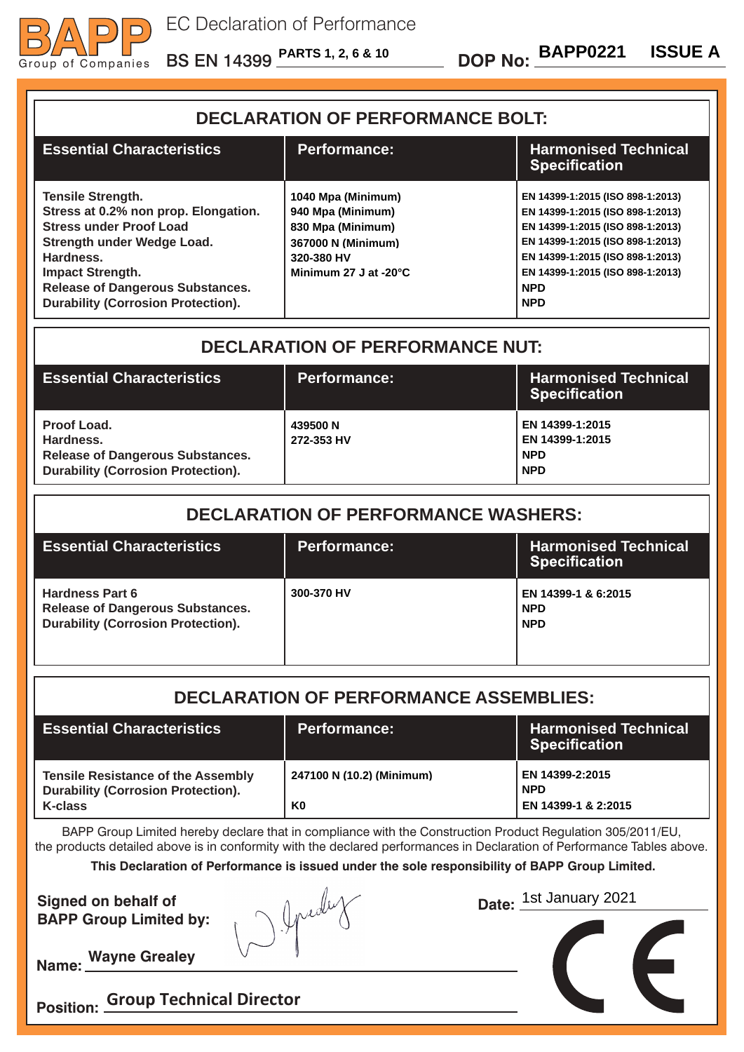EC Declaration of Performance

BS EN 14399 PARTS 1, 2, 6 & 10 DOP No: BAPP0221 ISSUE A

## DECLARATION OF PERFORMANCE BOLT:

| Essential Characteristics | Performance: | Harmonised Technical Specification |
|---|---|---|
| Tensile Strength. | 1040 Mpa (Minimum) | EN 14399-1:2015 (ISO 898-1:2013) |
| Stress at 0.2% non prop. Elongation. | 940 Mpa (Minimum) | EN 14399-1:2015 (ISO 898-1:2013) |
| Stress under Proof Load | 830 Mpa (Minimum) | EN 14399-1:2015 (ISO 898-1:2013) |
| Strength under Wedge Load. | 367000 N (Minimum) | EN 14399-1:2015 (ISO 898-1:2013) |
| Hardness. | 320-380 HV | EN 14399-1:2015 (ISO 898-1:2013) |
| Impact Strength. | Minimum 27 J at -20°C | EN 14399-1:2015 (ISO 898-1:2013) |
| Release of Dangerous Substances. | | NPD |
| Durability (Corrosion Protection). | | NPD |

## DECLARATION OF PERFORMANCE NUT:

| Essential Characteristics | Performance: | Harmonised Technical Specification |
|---|---|---|
| Proof Load. | 439500 N | EN 14399-1:2015 |
| Hardness. | 272-353 HV | EN 14399-1:2015 |
| Release of Dangerous Substances. | | NPD |
| Durability (Corrosion Protection). | | NPD |

## DECLARATION OF PERFORMANCE WASHERS:

| Essential Characteristics | Performance: | Harmonised Technical Specification |
|---|---|---|
| Hardness Part 6 | 300-370 HV | EN 14399-1 & 6:2015 |
| Release of Dangerous Substances. | | NPD |
| Durability (Corrosion Protection). | | NPD |

## DECLARATION OF PERFORMANCE ASSEMBLIES:

| Essential Characteristics | Performance: | Harmonised Technical Specification |
|---|---|---|
| Tensile Resistance of the Assembly | 247100 N (10.2) (Minimum) | EN 14399-2:2015 |
| Durability (Corrosion Protection). | | NPD |
| K-class | K0 | EN 14399-1 & 2:2015 |

BAPP Group Limited hereby declare that in compliance with the Construction Product Regulation 305/2011/EU, the products detailed above is in conformity with the declared performances in Declaration of Performance Tables above.

**This Declaration of Performance is issued under the sole responsibility of BAPP Group Limited.**

**Signed on behalf of BAPP Group Limited by:**

**Date:** 1st January 2021

**Name:** Wayne Grealey

**Position:** Group Technical Director

CE